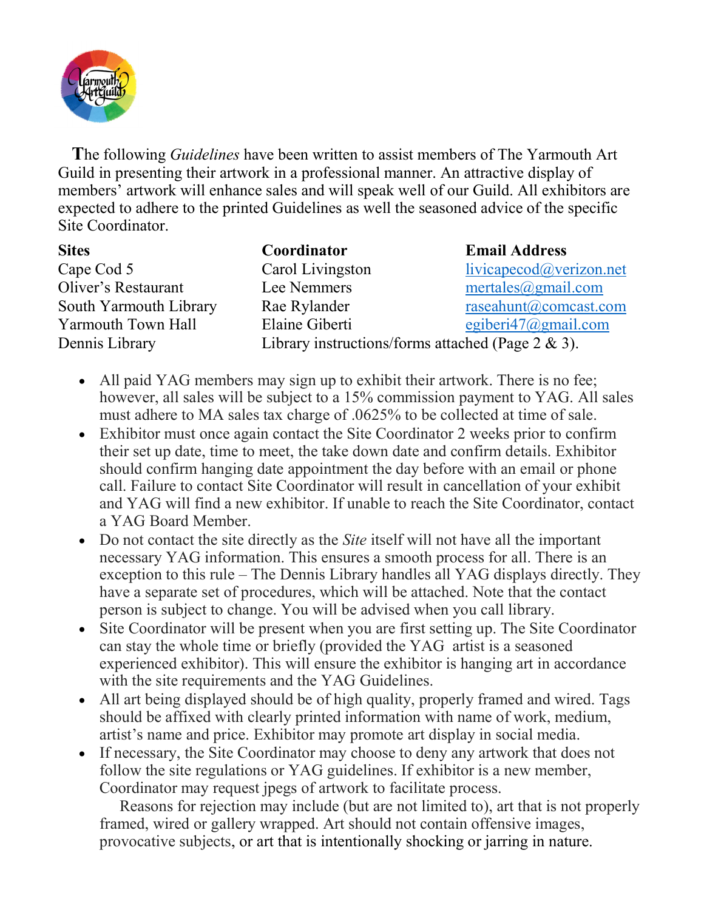The following *Guidelines* have been written to assist members of The Yarmouth Art Guild in presenting their artwork in a professional manner. An attractive display of members' artwork will enhance sales and will speak well of our Guild. All exhibitors are expected to adhere to the printed Guidelines as well the seasoned advice of the specific Site Coordinator.

| **Sites** | **Coordinator** | **Email Address** |
|---|---|---|
| Cape Cod 5 | Carol Livingston | livicapecod@verizon.net |
| Oliver's Restaurant | Lee Nemmers | mertales@gmail.com |
| South Yarmouth Library | Rae Rylander | raseahunt@comcast.com |
| Yarmouth Town Hall | Elaine Giberti | egiberi47@gmail.com |
| Dennis Library | Library instructions/forms attached (Page 2 & 3). | |

- All paid YAG members may sign up to exhibit their artwork. There is no fee; however, all sales will be subject to a 15% commission payment to YAG. All sales must adhere to MA sales tax charge of .0625% to be collected at time of sale.
- Exhibitor must once again contact the Site Coordinator 2 weeks prior to confirm their set up date, time to meet, the take down date and confirm details. Exhibitor should confirm hanging date appointment the day before with an email or phone call. Failure to contact Site Coordinator will result in cancellation of your exhibit and YAG will find a new exhibitor. If unable to reach the Site Coordinator, contact a YAG Board Member.
- Do not contact the site directly as the *Site* itself will not have all the important necessary YAG information. This ensures a smooth process for all. There is an exception to this rule – The Dennis Library handles all YAG displays directly. They have a separate set of procedures, which will be attached. Note that the contact person is subject to change. You will be advised when you call library.
- Site Coordinator will be present when you are first setting up. The Site Coordinator can stay the whole time or briefly (provided the YAG artist is a seasoned experienced exhibitor). This will ensure the exhibitor is hanging art in accordance with the site requirements and the YAG Guidelines.
- All art being displayed should be of high quality, properly framed and wired. Tags should be affixed with clearly printed information with name of work, medium, artist's name and price. Exhibitor may promote art display in social media.
- If necessary, the Site Coordinator may choose to deny any artwork that does not follow the site regulations or YAG guidelines. If exhibitor is a new member, Coordinator may request jpegs of artwork to facilitate process.

  Reasons for rejection may include (but are not limited to), art that is not properly framed, wired or gallery wrapped. Art should not contain offensive images, provocative subjects, or art that is intentionally shocking or jarring in nature.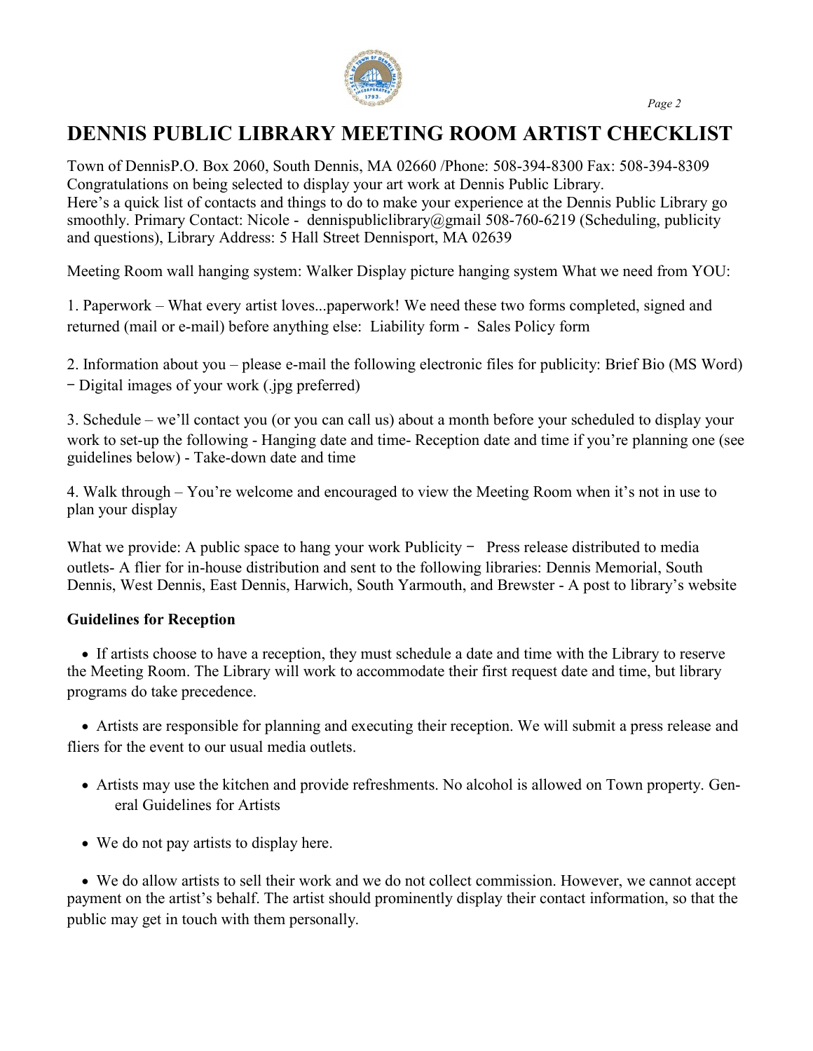# DENNIS PUBLIC LIBRARY MEETING ROOM ARTIST CHECKLIST

Town of DennisP.O. Box 2060, South Dennis, MA 02660 /Phone: 508-394-8300 Fax: 508-394-8309 Congratulations on being selected to display your art work at Dennis Public Library.
Here's a quick list of contacts and things to do to make your experience at the Dennis Public Library go smoothly. Primary Contact: Nicole - dennispubliclibrary@gmail 508-760-6219 (Scheduling, publicity and questions), Library Address: 5 Hall Street Dennisport, MA 02639

Meeting Room wall hanging system: Walker Display picture hanging system What we need from YOU:

1. Paperwork – What every artist loves...paperwork! We need these two forms completed, signed and returned (mail or e-mail) before anything else: Liability form - Sales Policy form

2. Information about you – please e-mail the following electronic files for publicity: Brief Bio (MS Word) − Digital images of your work (.jpg preferred)

3. Schedule – we'll contact you (or you can call us) about a month before your scheduled to display your work to set-up the following - Hanging date and time- Reception date and time if you're planning one (see guidelines below) - Take-down date and time

4. Walk through – You're welcome and encouraged to view the Meeting Room when it's not in use to plan your display

What we provide: A public space to hang your work Publicity − Press release distributed to media outlets- A flier for in-house distribution and sent to the following libraries: Dennis Memorial, South Dennis, West Dennis, East Dennis, Harwich, South Yarmouth, and Brewster - A post to library's website

**Guidelines for Reception**

- If artists choose to have a reception, they must schedule a date and time with the Library to reserve the Meeting Room. The Library will work to accommodate their first request date and time, but library programs do take precedence.

- Artists are responsible for planning and executing their reception. We will submit a press release and fliers for the event to our usual media outlets.

- Artists may use the kitchen and provide refreshments. No alcohol is allowed on Town property. General Guidelines for Artists

- We do not pay artists to display here.

- We do allow artists to sell their work and we do not collect commission. However, we cannot accept payment on the artist's behalf. The artist should prominently display their contact information, so that the public may get in touch with them personally.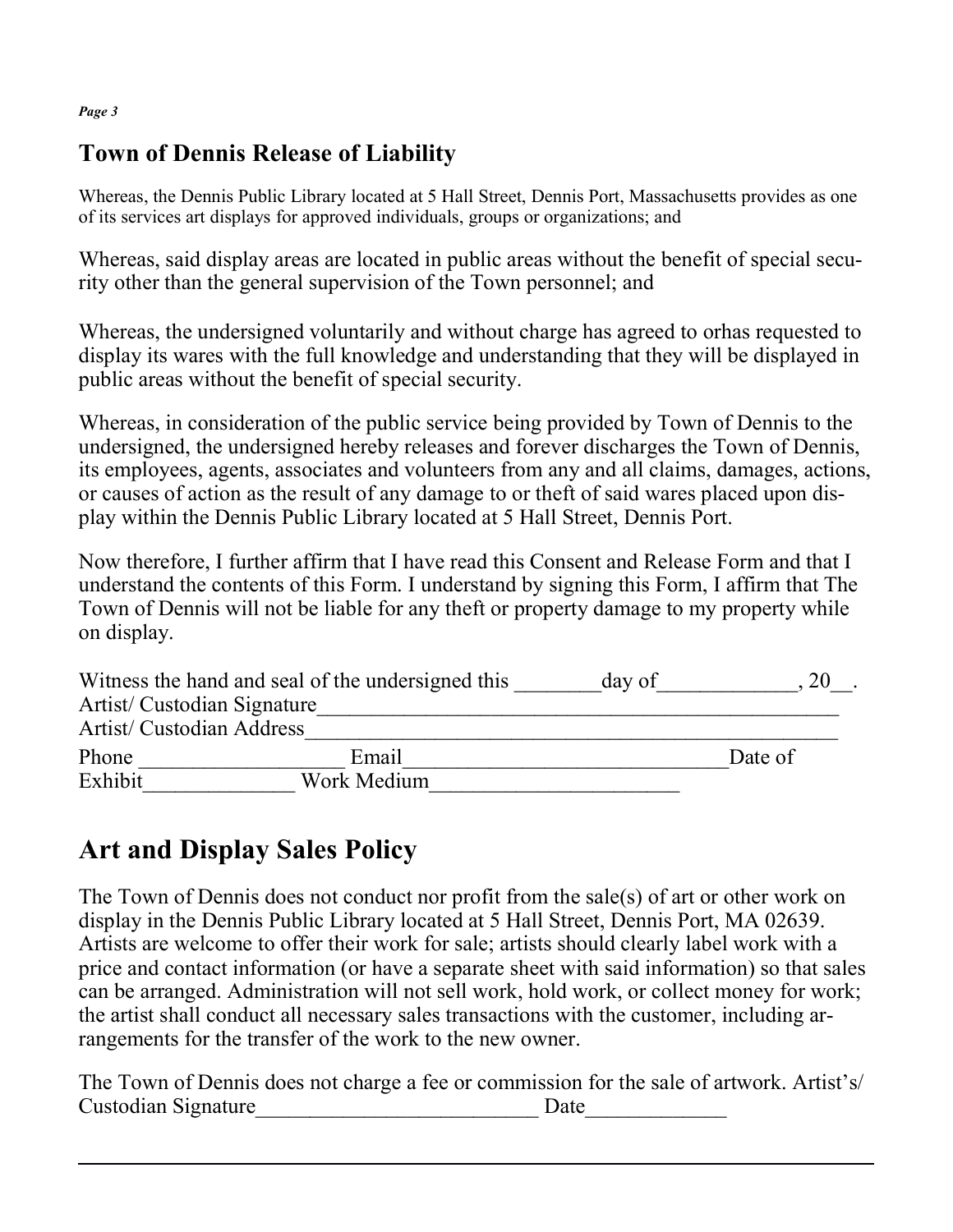## Town of Dennis Release of Liability

Whereas, the Dennis Public Library located at 5 Hall Street, Dennis Port, Massachusetts provides as one of its services art displays for approved individuals, groups or organizations; and

Whereas, said display areas are located in public areas without the benefit of special security other than the general supervision of the Town personnel; and

Whereas, the undersigned voluntarily and without charge has agreed to orhas requested to display its wares with the full knowledge and understanding that they will be displayed in public areas without the benefit of special security.

Whereas, in consideration of the public service being provided by Town of Dennis to the undersigned, the undersigned hereby releases and forever discharges the Town of Dennis, its employees, agents, associates and volunteers from any and all claims, damages, actions, or causes of action as the result of any damage to or theft of said wares placed upon display within the Dennis Public Library located at 5 Hall Street, Dennis Port.

Now therefore, I further affirm that I have read this Consent and Release Form and that I understand the contents of this Form. I understand by signing this Form, I affirm that The Town of Dennis will not be liable for any theft or property damage to my property while on display.

Witness the hand and seal of the undersigned this ________day of_____________, 20__.
Artist/ Custodian Signature_______________________________________________
Artist/ Custodian Address_________________________________________________
Phone __________________ Email_____________________________Date of Exhibit______________ Work Medium______________________

## Art and Display Sales Policy

The Town of Dennis does not conduct nor profit from the sale(s) of art or other work on display in the Dennis Public Library located at 5 Hall Street, Dennis Port, MA 02639. Artists are welcome to offer their work for sale; artists should clearly label work with a price and contact information (or have a separate sheet with said information) so that sales can be arranged. Administration will not sell work, hold work, or collect money for work; the artist shall conduct all necessary sales transactions with the customer, including arrangements for the transfer of the work to the new owner.

The Town of Dennis does not charge a fee or commission for the sale of artwork. Artist's/ Custodian Signature__________________________ Date_____________